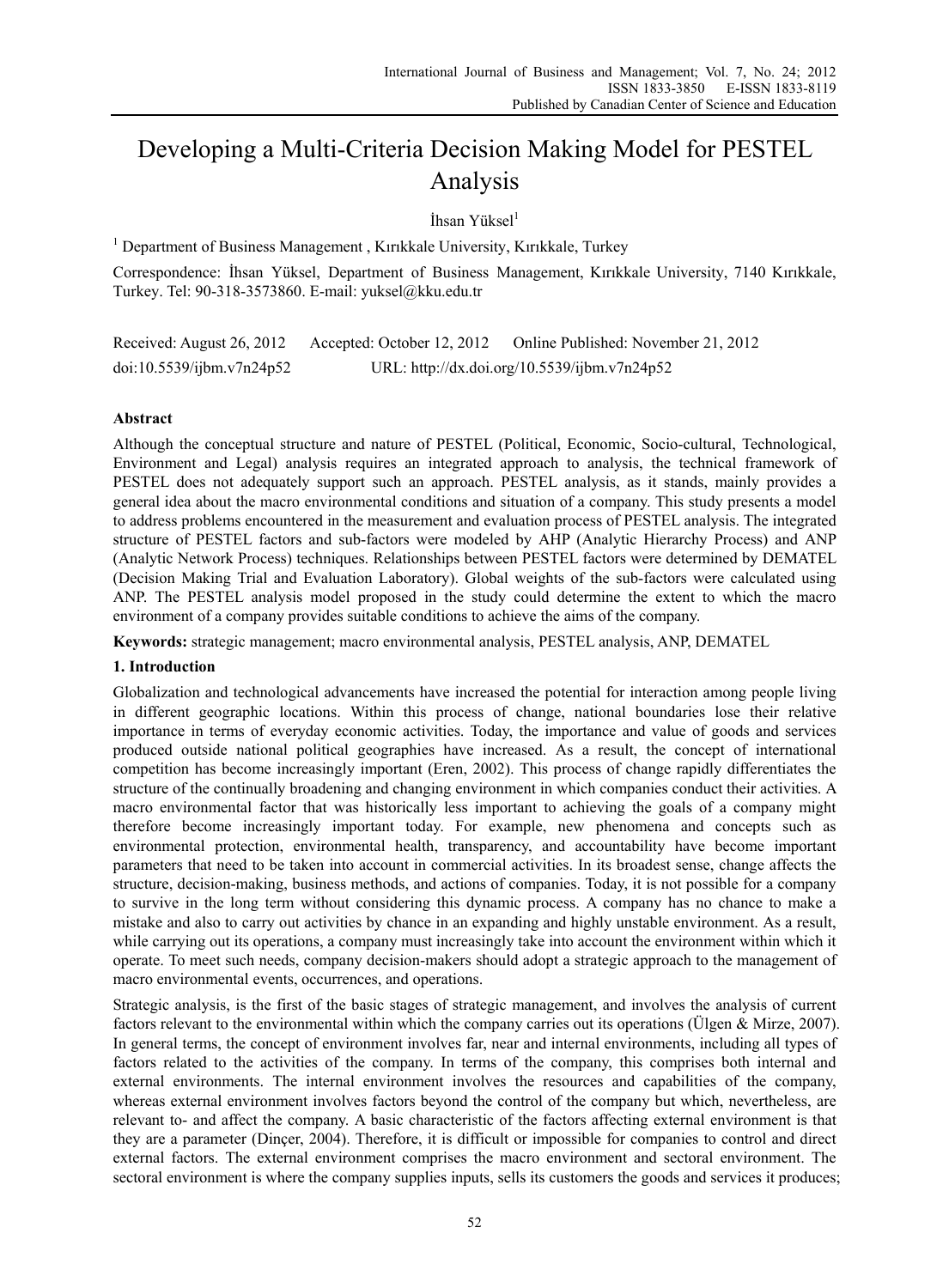# Developing a Multi-Criteria Decision Making Model for PESTEL Analysis

İhsan Yüksel[1]

[1] Department of Business Management , Kırıkkale University, Kırıkkale, Turkey

Correspondence: İhsan Yüksel, Department of Business Management, Kırıkkale University, 7140 Kırıkkale, Turkey. Tel: 90-318-3573860. E-mail: yuksel@kku.edu.tr

Received: August 26, 2012 Accepted: October 12, 2012 Online Published: November 21, 2012

doi:10.5539/ijbm.v7n24p52 URL: http://dx.doi.org/10.5539/ijbm.v7n24p52

## Abstract

Although the conceptual structure and nature of PESTEL (Political, Economic, Socio-cultural, Technological, Environment and Legal) analysis requires an integrated approach to analysis, the technical framework of PESTEL does not adequately support such an approach. PESTEL analysis, as it stands, mainly provides a general idea about the macro environmental conditions and situation of a company. This study presents a model to address problems encountered in the measurement and evaluation process of PESTEL analysis. The integrated structure of PESTEL factors and sub-factors were modeled by AHP (Analytic Hierarchy Process) and ANP (Analytic Network Process) techniques. Relationships between PESTEL factors were determined by DEMATEL (Decision Making Trial and Evaluation Laboratory). Global weights of the sub-factors were calculated using ANP. The PESTEL analysis model proposed in the study could determine the extent to which the macro environment of a company provides suitable conditions to achieve the aims of the company.

**Keywords:** strategic management; macro environmental analysis, PESTEL analysis, ANP, DEMATEL

## 1. Introduction

Globalization and technological advancements have increased the potential for interaction among people living in different geographic locations. Within this process of change, national boundaries lose their relative importance in terms of everyday economic activities. Today, the importance and value of goods and services produced outside national political geographies have increased. As a result, the concept of international competition has become increasingly important (Eren, 2002). This process of change rapidly differentiates the structure of the continually broadening and changing environment in which companies conduct their activities. A macro environmental factor that was historically less important to achieving the goals of a company might therefore become increasingly important today. For example, new phenomena and concepts such as environmental protection, environmental health, transparency, and accountability have become important parameters that need to be taken into account in commercial activities. In its broadest sense, change affects the structure, decision-making, business methods, and actions of companies. Today, it is not possible for a company to survive in the long term without considering this dynamic process. A company has no chance to make a mistake and also to carry out activities by chance in an expanding and highly unstable environment. As a result, while carrying out its operations, a company must increasingly take into account the environment within which it operate. To meet such needs, company decision-makers should adopt a strategic approach to the management of macro environmental events, occurrences, and operations.

Strategic analysis, is the first of the basic stages of strategic management, and involves the analysis of current factors relevant to the environmental within which the company carries out its operations (Ülgen & Mirze, 2007). In general terms, the concept of environment involves far, near and internal environments, including all types of factors related to the activities of the company. In terms of the company, this comprises both internal and external environments. The internal environment involves the resources and capabilities of the company, whereas external environment involves factors beyond the control of the company but which, nevertheless, are relevant to- and affect the company. A basic characteristic of the factors affecting external environment is that they are a parameter (Dinçer, 2004). Therefore, it is difficult or impossible for companies to control and direct external factors. The external environment comprises the macro environment and sectoral environment. The sectoral environment is where the company supplies inputs, sells its customers the goods and services it produces;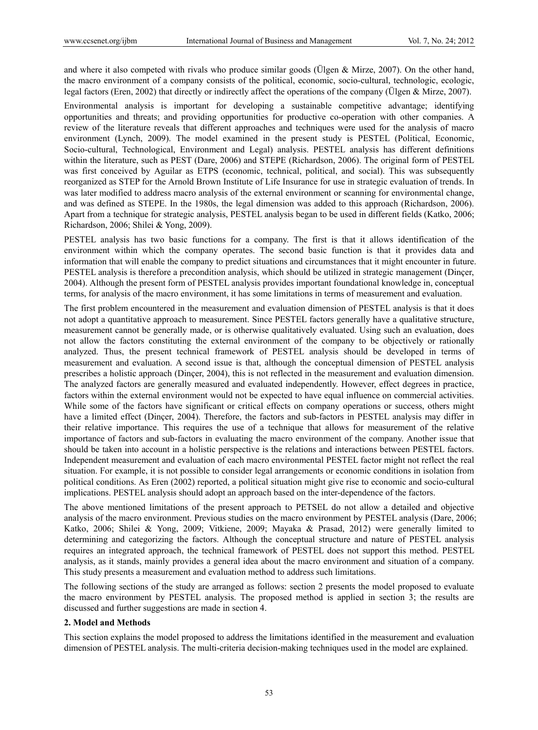and where it also competed with rivals who produce similar goods (Ülgen & Mirze, 2007). On the other hand, the macro environment of a company consists of the political, economic, socio-cultural, technologic, ecologic, legal factors (Eren, 2002) that directly or indirectly affect the operations of the company (Ülgen & Mirze, 2007).

Environmental analysis is important for developing a sustainable competitive advantage; identifying opportunities and threats; and providing opportunities for productive co-operation with other companies. A review of the literature reveals that different approaches and techniques were used for the analysis of macro environment (Lynch, 2009). The model examined in the present study is PESTEL (Political, Economic, Socio-cultural, Technological, Environment and Legal) analysis. PESTEL analysis has different definitions within the literature, such as PEST (Dare, 2006) and STEPE (Richardson, 2006). The original form of PESTEL was first conceived by Aguilar as ETPS (economic, technical, political, and social). This was subsequently reorganized as STEP for the Arnold Brown Institute of Life Insurance for use in strategic evaluation of trends. In was later modified to address macro analysis of the external environment or scanning for environmental change, and was defined as STEPE. In the 1980s, the legal dimension was added to this approach (Richardson, 2006). Apart from a technique for strategic analysis, PESTEL analysis began to be used in different fields (Katko, 2006; Richardson, 2006; Shilei & Yong, 2009).

PESTEL analysis has two basic functions for a company. The first is that it allows identification of the environment within which the company operates. The second basic function is that it provides data and information that will enable the company to predict situations and circumstances that it might encounter in future. PESTEL analysis is therefore a precondition analysis, which should be utilized in strategic management (Dinçer, 2004). Although the present form of PESTEL analysis provides important foundational knowledge in, conceptual terms, for analysis of the macro environment, it has some limitations in terms of measurement and evaluation.

The first problem encountered in the measurement and evaluation dimension of PESTEL analysis is that it does not adopt a quantitative approach to measurement. Since PESTEL factors generally have a qualitative structure, measurement cannot be generally made, or is otherwise qualitatively evaluated. Using such an evaluation, does not allow the factors constituting the external environment of the company to be objectively or rationally analyzed. Thus, the present technical framework of PESTEL analysis should be developed in terms of measurement and evaluation. A second issue is that, although the conceptual dimension of PESTEL analysis prescribes a holistic approach (Dinçer, 2004), this is not reflected in the measurement and evaluation dimension. The analyzed factors are generally measured and evaluated independently. However, effect degrees in practice, factors within the external environment would not be expected to have equal influence on commercial activities. While some of the factors have significant or critical effects on company operations or success, others might have a limited effect (Dinçer, 2004). Therefore, the factors and sub-factors in PESTEL analysis may differ in their relative importance. This requires the use of a technique that allows for measurement of the relative importance of factors and sub-factors in evaluating the macro environment of the company. Another issue that should be taken into account in a holistic perspective is the relations and interactions between PESTEL factors. Independent measurement and evaluation of each macro environmental PESTEL factor might not reflect the real situation. For example, it is not possible to consider legal arrangements or economic conditions in isolation from political conditions. As Eren (2002) reported, a political situation might give rise to economic and socio-cultural implications. PESTEL analysis should adopt an approach based on the inter-dependence of the factors.

The above mentioned limitations of the present approach to PETSEL do not allow a detailed and objective analysis of the macro environment. Previous studies on the macro environment by PESTEL analysis (Dare, 2006; Katko, 2006; Shilei & Yong, 2009; Vitkiene, 2009; Mayaka & Prasad, 2012) were generally limited to determining and categorizing the factors. Although the conceptual structure and nature of PESTEL analysis requires an integrated approach, the technical framework of PESTEL does not support this method. PESTEL analysis, as it stands, mainly provides a general idea about the macro environment and situation of a company. This study presents a measurement and evaluation method to address such limitations.

The following sections of the study are arranged as follows: section 2 presents the model proposed to evaluate the macro environment by PESTEL analysis. The proposed method is applied in section 3; the results are discussed and further suggestions are made in section 4.

## 2. Model and Methods

This section explains the model proposed to address the limitations identified in the measurement and evaluation dimension of PESTEL analysis. The multi-criteria decision-making techniques used in the model are explained.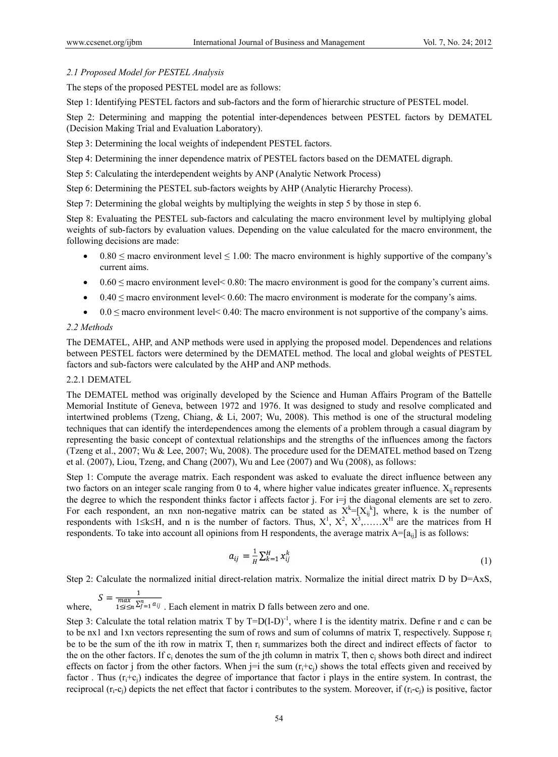### *2.1 Proposed Model for PESTEL Analysis*

The steps of the proposed PESTEL model are as follows:

Step 1: Identifying PESTEL factors and sub-factors and the form of hierarchic structure of PESTEL model.

Step 2: Determining and mapping the potential inter-dependences between PESTEL factors by DEMATEL (Decision Making Trial and Evaluation Laboratory).

Step 3: Determining the local weights of independent PESTEL factors.

Step 4: Determining the inner dependence matrix of PESTEL factors based on the DEMATEL digraph.

Step 5: Calculating the interdependent weights by ANP (Analytic Network Process)

Step 6: Determining the PESTEL sub-factors weights by AHP (Analytic Hierarchy Process).

Step 7: Determining the global weights by multiplying the weights in step 5 by those in step 6.

Step 8: Evaluating the PESTEL sub-factors and calculating the macro environment level by multiplying global weights of sub-factors by evaluation values. Depending on the value calculated for the macro environment, the following decisions are made:

- $0.80 \leq$ macro environment level $\leq 1.00$: The macro environment is highly supportive of the company's current aims.
- $0.60 \leq$ macro environment level $< 0.80$: The macro environment is good for the company's current aims.
- $0.40 \leq$ macro environment level $< 0.60$: The macro environment is moderate for the company's aims.
- $0.0 \leq$ macro environment level $< 0.40$: The macro environment is not supportive of the company's aims.

### *2.2 Methods*

The DEMATEL, AHP, and ANP methods were used in applying the proposed model. Dependences and relations between PESTEL factors were determined by the DEMATEL method. The local and global weights of PESTEL factors and sub-factors were calculated by the AHP and ANP methods.

#### 2.2.1 DEMATEL

The DEMATEL method was originally developed by the Science and Human Affairs Program of the Battelle Memorial Institute of Geneva, between 1972 and 1976. It was designed to study and resolve complicated and intertwined problems (Tzeng, Chiang, & Li, 2007; Wu, 2008). This method is one of the structural modeling techniques that can identify the interdependences among the elements of a problem through a casual diagram by representing the basic concept of contextual relationships and the strengths of the influences among the factors (Tzeng et al., 2007; Wu & Lee, 2007; Wu, 2008). The procedure used for the DEMATEL method based on Tzeng et al. (2007), Liou, Tzeng, and Chang (2007), Wu and Lee (2007) and Wu (2008), as follows:

Step 1: Compute the average matrix. Each respondent was asked to evaluate the direct influence between any two factors on an integer scale ranging from 0 to 4, where higher value indicates greater influence. $X_{ij}$ represents the degree to which the respondent thinks factor i affects factor j. For i=j the diagonal elements are set to zero. For each respondent, an nxn non-negative matrix can be stated as $X^k=[X_{ij}^k]$, where, k is the number of respondents with $1 \leq k \leq H$, and n is the number of factors. Thus, $X^1$, $X^2$, $X^3$,……$X^H$ are the matrices from H respondents. To take into account all opinions from H respondents, the average matrix $A=[a_{ij}]$ is as follows:

$$a_{ij} = \frac{1}{H}\sum_{k=1}^{H} x_{ij}^{k} \tag{1}$$

Step 2: Calculate the normalized initial direct-relation matrix. Normalize the initial direct matrix D by D=AxS, where, $S = \frac{1}{\max\limits_{1 \leq i \leq n} \sum_{j=1}^{n} a_{ij}}$. Each element in matrix D falls between zero and one.

Step 3: Calculate the total relation matrix T by $T=D(I-D)^{-1}$, where I is the identity matrix. Define r and c can be to be nx1 and 1xn vectors representing the sum of rows and sum of columns of matrix T, respectively. Suppose $r_i$ be to be the sum of the ith row in matrix T, then $r_i$ summarizes both the direct and indirect effects of factor to the on the other factors. If $c_i$ denotes the sum of the jth column in matrix T, then $c_j$ shows both direct and indirect effects on factor j from the other factors. When j=i the sum $(r_i+c_j)$ shows the total effects given and received by factor . Thus $(r_i+c_j)$ indicates the degree of importance that factor i plays in the entire system. In contrast, the reciprocal $(r_i-c_j)$ depicts the net effect that factor i contributes to the system. Moreover, if $(r_i-c_j)$ is positive, factor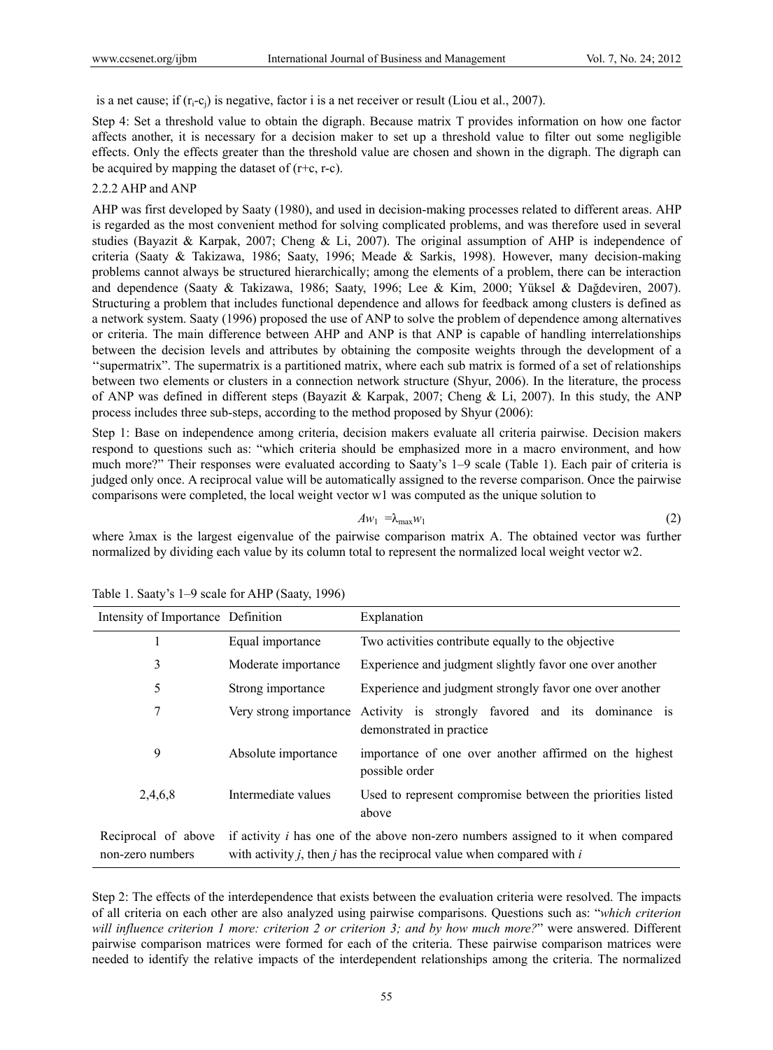is a net cause; if ($r_i$-$c_j$) is negative, factor i is a net receiver or result (Liou et al., 2007).

Step 4: Set a threshold value to obtain the digraph. Because matrix T provides information on how one factor affects another, it is necessary for a decision maker to set up a threshold value to filter out some negligible effects. Only the effects greater than the threshold value are chosen and shown in the digraph. The digraph can be acquired by mapping the dataset of (r+c, r-c).

### 2.2.2 AHP and ANP

AHP was first developed by Saaty (1980), and used in decision-making processes related to different areas. AHP is regarded as the most convenient method for solving complicated problems, and was therefore used in several studies (Bayazit & Karpak, 2007; Cheng & Li, 2007). The original assumption of AHP is independence of criteria (Saaty & Takizawa, 1986; Saaty, 1996; Meade & Sarkis, 1998). However, many decision-making problems cannot always be structured hierarchically; among the elements of a problem, there can be interaction and dependence (Saaty & Takizawa, 1986; Saaty, 1996; Lee & Kim, 2000; Yüksel & Dağdeviren, 2007). Structuring a problem that includes functional dependence and allows for feedback among clusters is defined as a network system. Saaty (1996) proposed the use of ANP to solve the problem of dependence among alternatives or criteria. The main difference between AHP and ANP is that ANP is capable of handling interrelationships between the decision levels and attributes by obtaining the composite weights through the development of a ''supermatrix''. The supermatrix is a partitioned matrix, where each sub matrix is formed of a set of relationships between two elements or clusters in a connection network structure (Shyur, 2006). In the literature, the process of ANP was defined in different steps (Bayazit & Karpak, 2007; Cheng & Li, 2007). In this study, the ANP process includes three sub-steps, according to the method proposed by Shyur (2006):

Step 1: Base on independence among criteria, decision makers evaluate all criteria pairwise. Decision makers respond to questions such as: "which criteria should be emphasized more in a macro environment, and how much more?" Their responses were evaluated according to Saaty's 1–9 scale (Table 1). Each pair of criteria is judged only once. A reciprocal value will be automatically assigned to the reverse comparison. Once the pairwise comparisons were completed, the local weight vector w1 was computed as the unique solution to

$$Aw_1 = \lambda_{max} w_1 \tag{2}$$

where λmax is the largest eigenvalue of the pairwise comparison matrix A. The obtained vector was further normalized by dividing each value by its column total to represent the normalized local weight vector w2.

Table 1. Saaty's 1–9 scale for AHP (Saaty, 1996)

| Intensity of Importance | Definition | Explanation |
|---|---|---|
| 1 | Equal importance | Two activities contribute equally to the objective |
| 3 | Moderate importance | Experience and judgment slightly favor one over another |
| 5 | Strong importance | Experience and judgment strongly favor one over another |
| 7 | Very strong importance | Activity is strongly favored and its dominance is demonstrated in practice |
| 9 | Absolute importance | importance of one over another affirmed on the highest possible order |
| 2,4,6,8 | Intermediate values | Used to represent compromise between the priorities listed above |
| Reciprocal of above non-zero numbers | if activity *i* has one of the above non-zero numbers assigned to it when compared with activity *j*, then *j* has the reciprocal value when compared with *i* | |

Step 2: The effects of the interdependence that exists between the evaluation criteria were resolved. The impacts of all criteria on each other are also analyzed using pairwise comparisons. Questions such as: "*which criterion will influence criterion 1 more: criterion 2 or criterion 3; and by how much more?*" were answered. Different pairwise comparison matrices were formed for each of the criteria. These pairwise comparison matrices were needed to identify the relative impacts of the interdependent relationships among the criteria. The normalized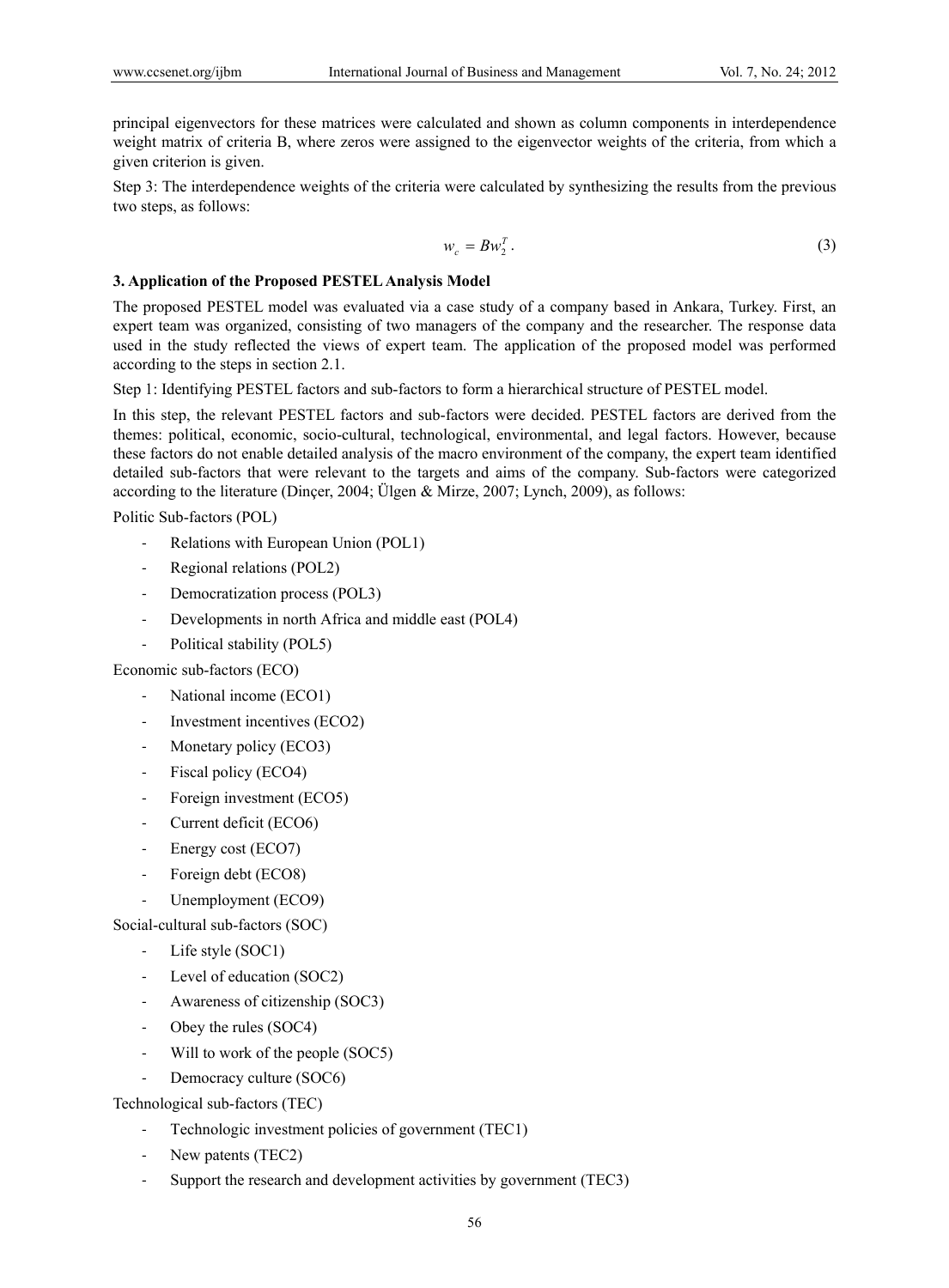principal eigenvectors for these matrices were calculated and shown as column components in interdependence weight matrix of criteria B, where zeros were assigned to the eigenvector weights of the criteria, from which a given criterion is given.

Step 3: The interdependence weights of the criteria were calculated by synthesizing the results from the previous two steps, as follows:

$$w_c = Bw_2^T. \tag{3}$$

### 3. Application of the Proposed PESTEL Analysis Model

The proposed PESTEL model was evaluated via a case study of a company based in Ankara, Turkey. First, an expert team was organized, consisting of two managers of the company and the researcher. The response data used in the study reflected the views of expert team. The application of the proposed model was performed according to the steps in section 2.1.

Step 1: Identifying PESTEL factors and sub-factors to form a hierarchical structure of PESTEL model.

In this step, the relevant PESTEL factors and sub-factors were decided. PESTEL factors are derived from the themes: political, economic, socio-cultural, technological, environmental, and legal factors. However, because these factors do not enable detailed analysis of the macro environment of the company, the expert team identified detailed sub-factors that were relevant to the targets and aims of the company. Sub-factors were categorized according to the literature (Dinçer, 2004; Ülgen & Mirze, 2007; Lynch, 2009), as follows:

Politic Sub-factors (POL)

- Relations with European Union (POL1)
- Regional relations (POL2)
- Democratization process (POL3)
- Developments in north Africa and middle east (POL4)
- Political stability (POL5)

Economic sub-factors (ECO)

- National income (ECO1)
- Investment incentives (ECO2)
- Monetary policy (ECO3)
- Fiscal policy (ECO4)
- Foreign investment (ECO5)
- Current deficit (ECO6)
- Energy cost (ECO7)
- Foreign debt (ECO8)
- Unemployment (ECO9)

Social-cultural sub-factors (SOC)

- Life style (SOC1)
- Level of education (SOC2)
- Awareness of citizenship (SOC3)
- Obey the rules (SOC4)
- Will to work of the people (SOC5)
- Democracy culture (SOC6)

Technological sub-factors (TEC)

- Technologic investment policies of government (TEC1)
- New patents (TEC2)
- Support the research and development activities by government (TEC3)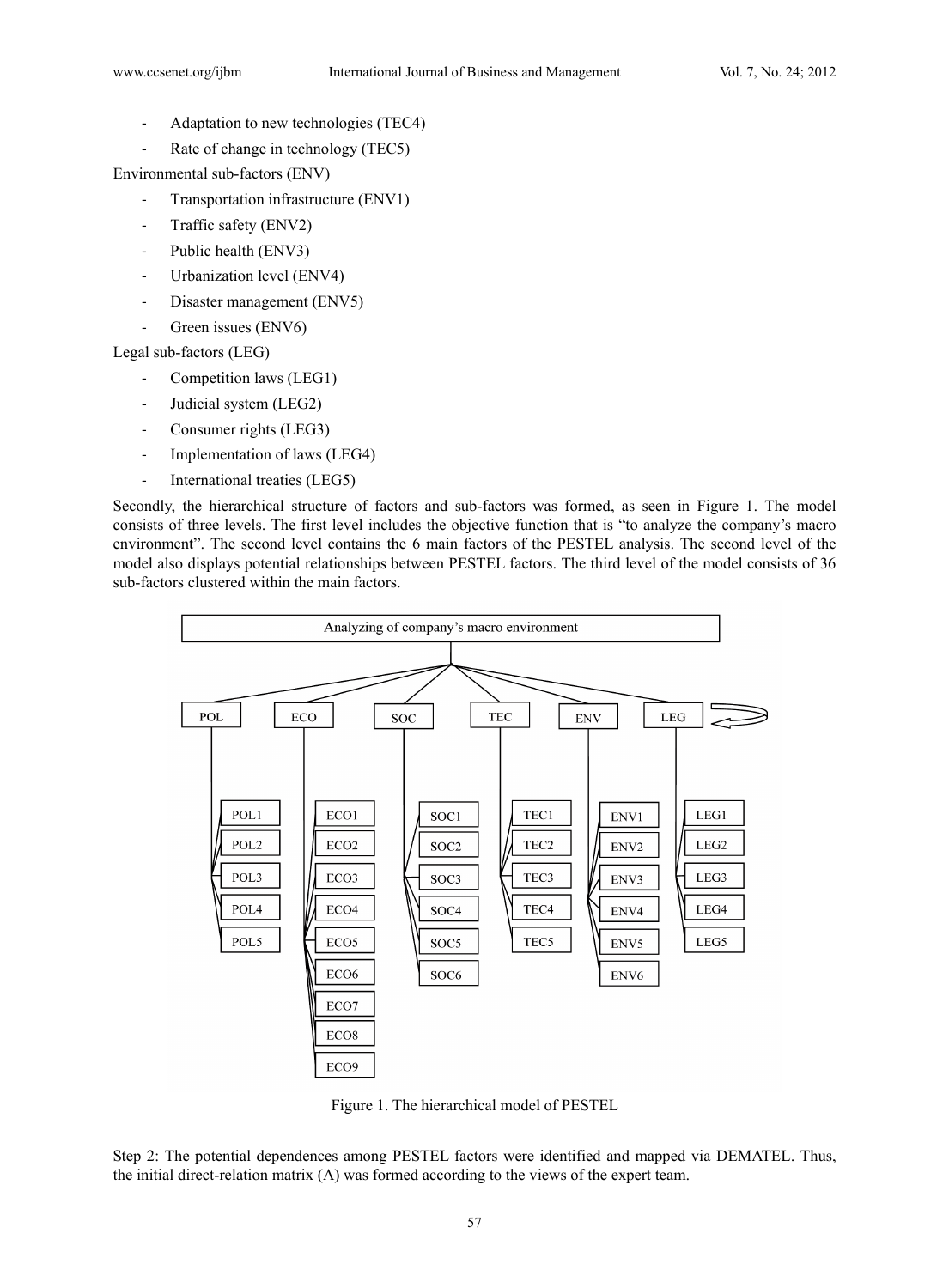- Adaptation to new technologies (TEC4)
- Rate of change in technology (TEC5)

Environmental sub-factors (ENV)

- Transportation infrastructure (ENV1)
- Traffic safety (ENV2)
- Public health (ENV3)
- Urbanization level (ENV4)
- Disaster management (ENV5)
- Green issues (ENV6)

Legal sub-factors (LEG)

- Competition laws (LEG1)
- Judicial system (LEG2)
- Consumer rights (LEG3)
- Implementation of laws (LEG4)
- International treaties (LEG5)

Secondly, the hierarchical structure of factors and sub-factors was formed, as seen in Figure 1. The model consists of three levels. The first level includes the objective function that is "to analyze the company's macro environment". The second level contains the 6 main factors of the PESTEL analysis. The second level of the model also displays potential relationships between PESTEL factors. The third level of the model consists of 36 sub-factors clustered within the main factors.

Figure 1. The hierarchical model of PESTEL

Step 2: The potential dependences among PESTEL factors were identified and mapped via DEMATEL. Thus, the initial direct-relation matrix (A) was formed according to the views of the expert team.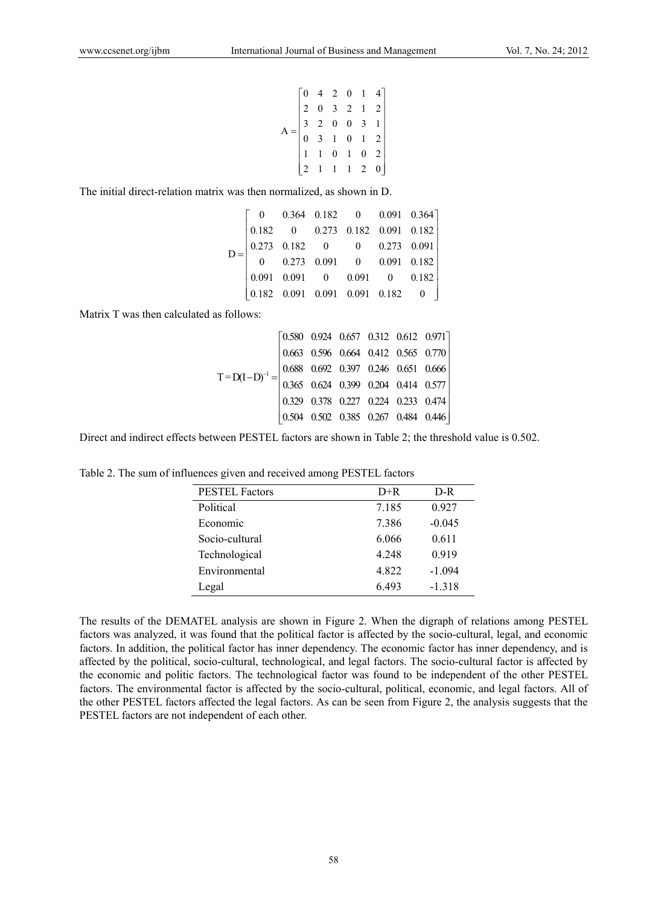$$
A = \begin{bmatrix} 0 & 4 & 2 & 0 & 1 & 4 \\ 2 & 0 & 3 & 2 & 1 & 2 \\ 3 & 2 & 0 & 0 & 3 & 1 \\ 0 & 3 & 1 & 0 & 1 & 2 \\ 1 & 1 & 0 & 1 & 0 & 2 \\ 2 & 1 & 1 & 1 & 2 & 0 \end{bmatrix}
$$

The initial direct-relation matrix was then normalized, as shown in D.

$$
D = \begin{bmatrix} 0 & 0.364 & 0.182 & 0 & 0.091 & 0.364 \\ 0.182 & 0 & 0.273 & 0.182 & 0.091 & 0.182 \\ 0.273 & 0.182 & 0 & 0 & 0.273 & 0.091 \\ 0 & 0.273 & 0.091 & 0 & 0.091 & 0.182 \\ 0.091 & 0.091 & 0 & 0.091 & 0 & 0.182 \\ 0.182 & 0.091 & 0.091 & 0.091 & 0.182 & 0 \end{bmatrix}
$$

Matrix T was then calculated as follows:

$$
T = D(I-D)^{-1} = \begin{bmatrix} 0.580 & 0.924 & 0.657 & 0.312 & 0.612 & 0.971 \\ 0.663 & 0.596 & 0.664 & 0.412 & 0.565 & 0.770 \\ 0.688 & 0.692 & 0.397 & 0.246 & 0.651 & 0.666 \\ 0.365 & 0.624 & 0.399 & 0.204 & 0.414 & 0.577 \\ 0.329 & 0.378 & 0.227 & 0.224 & 0.233 & 0.474 \\ 0.504 & 0.502 & 0.385 & 0.267 & 0.484 & 0.446 \end{bmatrix}
$$

Direct and indirect effects between PESTEL factors are shown in Table 2; the threshold value is 0.502.

Table 2. The sum of influences given and received among PESTEL factors

| PESTEL Factors | D+R | D-R |
|---|---|---|
| Political | 7.185 | 0.927 |
| Economic | 7.386 | -0.045 |
| Socio-cultural | 6.066 | 0.611 |
| Technological | 4.248 | 0.919 |
| Environmental | 4.822 | -1.094 |
| Legal | 6.493 | -1.318 |

The results of the DEMATEL analysis are shown in Figure 2. When the digraph of relations among PESTEL factors was analyzed, it was found that the political factor is affected by the socio-cultural, legal, and economic factors. In addition, the political factor has inner dependency. The economic factor has inner dependency, and is affected by the political, socio-cultural, technological, and legal factors. The socio-cultural factor is affected by the economic and politic factors. The technological factor was found to be independent of the other PESTEL factors. The environmental factor is affected by the socio-cultural, political, economic, and legal factors. All of the other PESTEL factors affected the legal factors. As can be seen from Figure 2, the analysis suggests that the PESTEL factors are not independent of each other.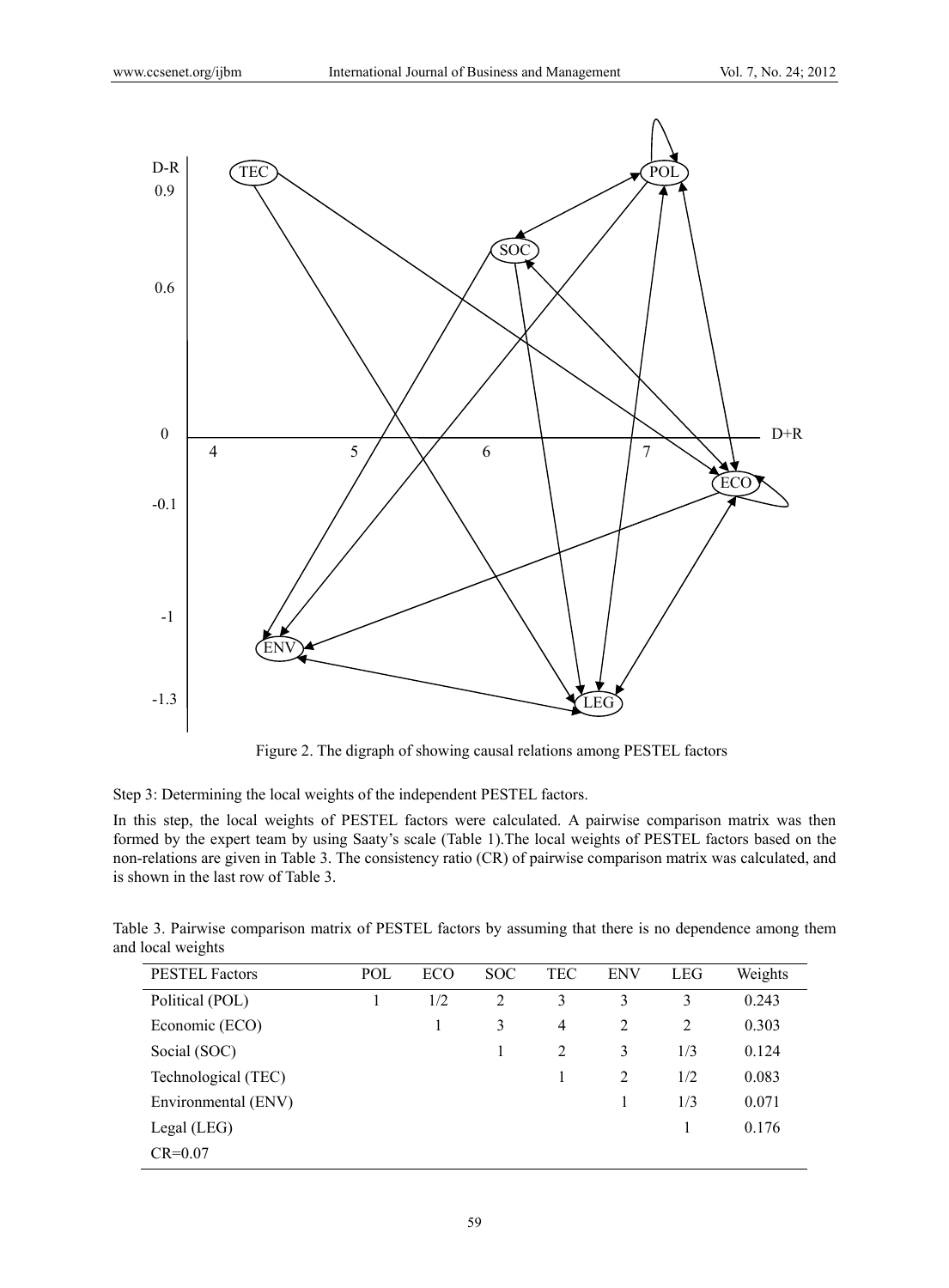Figure 2. The digraph of showing causal relations among PESTEL factors

Step 3: Determining the local weights of the independent PESTEL factors.

In this step, the local weights of PESTEL factors were calculated. A pairwise comparison matrix was then formed by the expert team by using Saaty's scale (Table 1).The local weights of PESTEL factors based on the non-relations are given in Table 3. The consistency ratio (CR) of pairwise comparison matrix was calculated, and is shown in the last row of Table 3.

Table 3. Pairwise comparison matrix of PESTEL factors by assuming that there is no dependence among them and local weights

| PESTEL Factors | POL | ECO | SOC | TEC | ENV | LEG | Weights |
|---|---|---|---|---|---|---|---|
| Political (POL) | 1 | 1/2 | 2 | 3 | 3 | 3 | 0.243 |
| Economic (ECO) | | 1 | 3 | 4 | 2 | 2 | 0.303 |
| Social (SOC) | | | 1 | 2 | 3 | 1/3 | 0.124 |
| Technological (TEC) | | | | 1 | 2 | 1/2 | 0.083 |
| Environmental (ENV) | | | | | 1 | 1/3 | 0.071 |
| Legal (LEG) | | | | | | 1 | 0.176 |
| CR=0.07 | | | | | | | |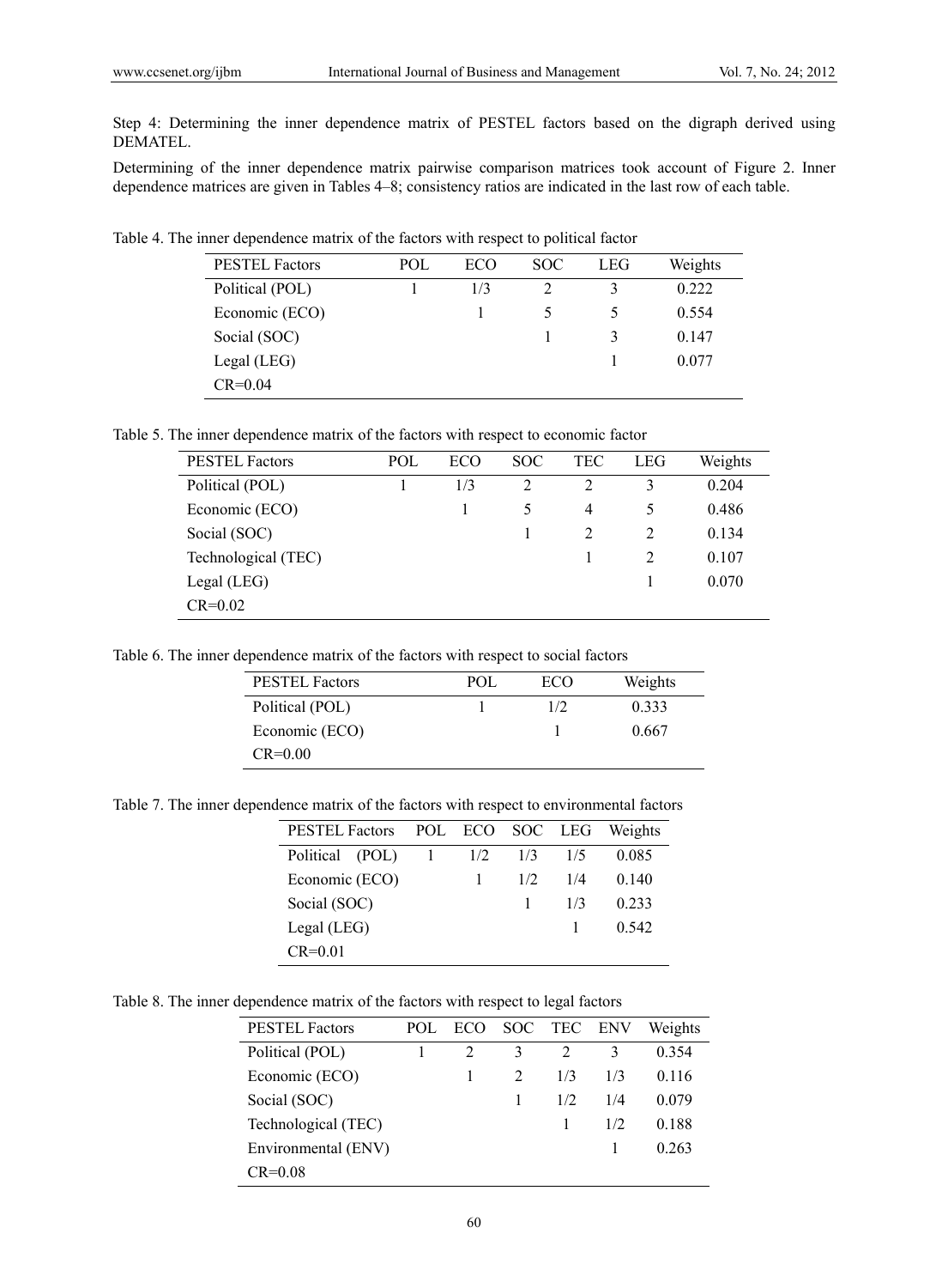Step 4: Determining the inner dependence matrix of PESTEL factors based on the digraph derived using DEMATEL.

Determining of the inner dependence matrix pairwise comparison matrices took account of Figure 2. Inner dependence matrices are given in Tables 4–8; consistency ratios are indicated in the last row of each table.

Table 4. The inner dependence matrix of the factors with respect to political factor

| PESTEL Factors | POL | ECO | SOC | LEG | Weights |
|---|---|---|---|---|---|
| Political (POL) | 1 | 1/3 | 2 | 3 | 0.222 |
| Economic (ECO) | | 1 | 5 | 5 | 0.554 |
| Social (SOC) | | | 1 | 3 | 0.147 |
| Legal (LEG) | | | | 1 | 0.077 |
| CR=0.04 | | | | | |

Table 5. The inner dependence matrix of the factors with respect to economic factor

| PESTEL Factors | POL | ECO | SOC | TEC | LEG | Weights |
|---|---|---|---|---|---|---|
| Political (POL) | 1 | 1/3 | 2 | 2 | 3 | 0.204 |
| Economic (ECO) | | 1 | 5 | 4 | 5 | 0.486 |
| Social (SOC) | | | 1 | 2 | 2 | 0.134 |
| Technological (TEC) | | | | 1 | 2 | 0.107 |
| Legal (LEG) | | | | | 1 | 0.070 |
| CR=0.02 | | | | | | |

Table 6. The inner dependence matrix of the factors with respect to social factors

| PESTEL Factors | POL | ECO | Weights |
|---|---|---|---|
| Political (POL) | 1 | 1/2 | 0.333 |
| Economic (ECO) | | 1 | 0.667 |
| CR=0.00 | | | |

Table 7. The inner dependence matrix of the factors with respect to environmental factors

| PESTEL Factors | POL | ECO | SOC | LEG | Weights |
|---|---|---|---|---|---|
| Political (POL) | 1 | 1/2 | 1/3 | 1/5 | 0.085 |
| Economic (ECO) | | 1 | 1/2 | 1/4 | 0.140 |
| Social (SOC) | | | 1 | 1/3 | 0.233 |
| Legal (LEG) | | | | 1 | 0.542 |
| CR=0.01 | | | | | |

Table 8. The inner dependence matrix of the factors with respect to legal factors

| PESTEL Factors | POL | ECO | SOC | TEC | ENV | Weights |
|---|---|---|---|---|---|---|
| Political (POL) | 1 | 2 | 3 | 2 | 3 | 0.354 |
| Economic (ECO) | | 1 | 2 | 1/3 | 1/3 | 0.116 |
| Social (SOC) | | | 1 | 1/2 | 1/4 | 0.079 |
| Technological (TEC) | | | | 1 | 1/2 | 0.188 |
| Environmental (ENV) | | | | | 1 | 0.263 |
| CR=0.08 | | | | | | |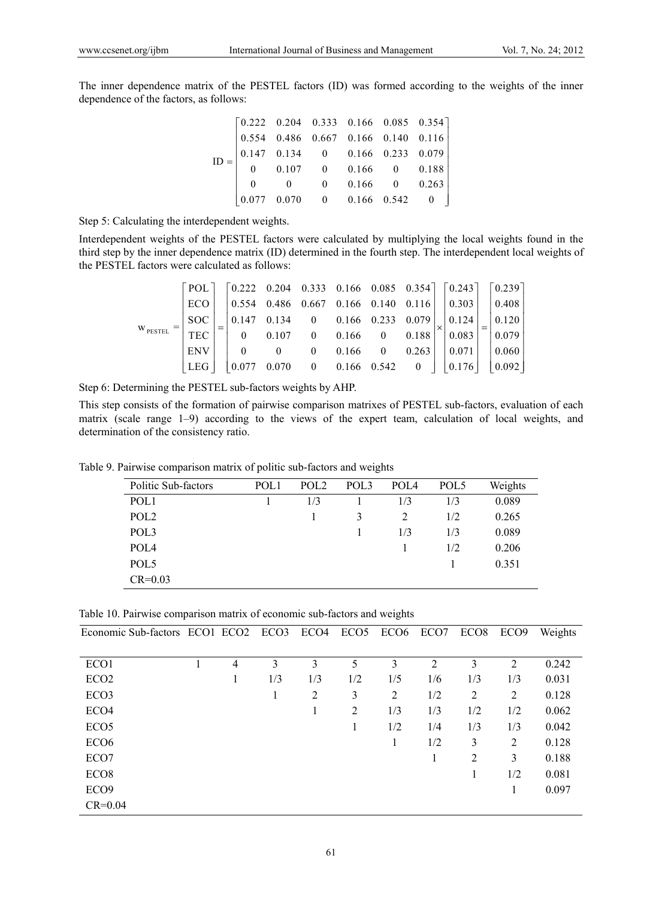The inner dependence matrix of the PESTEL factors (ID) was formed according to the weights of the inner dependence of the factors, as follows:

$$
\text{ID} = \begin{bmatrix} 0.222 & 0.204 & 0.333 & 0.166 & 0.085 & 0.354 \\ 0.554 & 0.486 & 0.667 & 0.166 & 0.140 & 0.116 \\ 0.147 & 0.134 & 0 & 0.166 & 0.233 & 0.079 \\ 0 & 0.107 & 0 & 0.166 & 0 & 0.188 \\ 0 & 0 & 0 & 0.166 & 0 & 0.263 \\ 0.077 & 0.070 & 0 & 0.166 & 0.542 & 0 \end{bmatrix}
$$

Step 5: Calculating the interdependent weights.

Interdependent weights of the PESTEL factors were calculated by multiplying the local weights found in the third step by the inner dependence matrix (ID) determined in the fourth step. The interdependent local weights of the PESTEL factors were calculated as follows:

$$
\text{w}_{\text{PESTEL}} = \begin{bmatrix} \text{POL} \\ \text{ECO} \\ \text{SOC} \\ \text{TEC} \\ \text{ENV} \\ \text{LEG} \end{bmatrix} = \begin{bmatrix} 0.222 & 0.204 & 0.333 & 0.166 & 0.085 & 0.354 \\ 0.554 & 0.486 & 0.667 & 0.166 & 0.140 & 0.116 \\ 0.147 & 0.134 & 0 & 0.166 & 0.233 & 0.079 \\ 0 & 0.107 & 0 & 0.166 & 0 & 0.188 \\ 0 & 0 & 0 & 0.166 & 0 & 0.263 \\ 0.077 & 0.070 & 0 & 0.166 & 0.542 & 0 \end{bmatrix} \times \begin{bmatrix} 0.243 \\ 0.303 \\ 0.124 \\ 0.083 \\ 0.071 \\ 0.176 \end{bmatrix} = \begin{bmatrix} 0.239 \\ 0.408 \\ 0.120 \\ 0.079 \\ 0.060 \\ 0.092 \end{bmatrix}
$$

Step 6: Determining the PESTEL sub-factors weights by AHP.

This step consists of the formation of pairwise comparison matrixes of PESTEL sub-factors, evaluation of each matrix (scale range 1–9) according to the views of the expert team, calculation of local weights, and determination of the consistency ratio.

Table 9. Pairwise comparison matrix of politic sub-factors and weights

| Politic Sub-factors | POL1 | POL2 | POL3 | POL4 | POL5 | Weights |
|---|---|---|---|---|---|---|
| POL1 | 1 | 1/3 | 1 | 1/3 | 1/3 | 0.089 |
| POL2 | | 1 | 3 | 2 | 1/2 | 0.265 |
| POL3 | | | 1 | 1/3 | 1/3 | 0.089 |
| POL4 | | | | 1 | 1/2 | 0.206 |
| POL5 | | | | | 1 | 0.351 |
| CR=0.03 | | | | | | |

Table 10. Pairwise comparison matrix of economic sub-factors and weights

| Economic Sub-factors | ECO1 | ECO2 | ECO3 | ECO4 | ECO5 | ECO6 | ECO7 | ECO8 | ECO9 | Weights |
|---|---|---|---|---|---|---|---|---|---|---|
| ECO1 | 1 | 4 | 3 | 3 | 5 | 3 | 2 | 3 | 2 | 0.242 |
| ECO2 | | 1 | 1/3 | 1/3 | 1/2 | 1/5 | 1/6 | 1/3 | 1/3 | 0.031 |
| ECO3 | | | 1 | 2 | 3 | 2 | 1/2 | 2 | 2 | 0.128 |
| ECO4 | | | | 1 | 2 | 1/3 | 1/3 | 1/2 | 1/2 | 0.062 |
| ECO5 | | | | | 1 | 1/2 | 1/4 | 1/3 | 1/3 | 0.042 |
| ECO6 | | | | | | 1 | 1/2 | 3 | 2 | 0.128 |
| ECO7 | | | | | | | 1 | 2 | 3 | 0.188 |
| ECO8 | | | | | | | | 1 | 1/2 | 0.081 |
| ECO9 | | | | | | | | | 1 | 0.097 |
| CR=0.04 | | | | | | | | | | |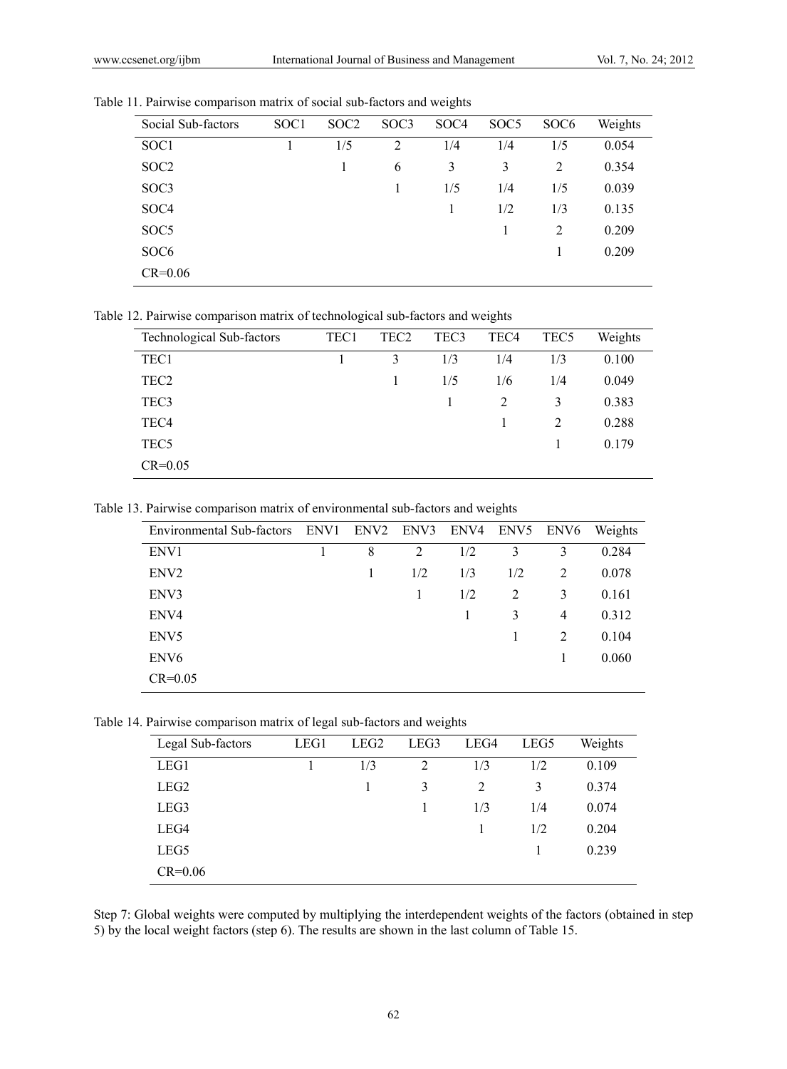Table 11. Pairwise comparison matrix of social sub-factors and weights

| Social Sub-factors | SOC1 | SOC2 | SOC3 | SOC4 | SOC5 | SOC6 | Weights |
|---|---|---|---|---|---|---|---|
| SOC1 | 1 | 1/5 | 2 | 1/4 | 1/4 | 1/5 | 0.054 |
| SOC2 | | 1 | 6 | 3 | 3 | 2 | 0.354 |
| SOC3 | | | 1 | 1/5 | 1/4 | 1/5 | 0.039 |
| SOC4 | | | | 1 | 1/2 | 1/3 | 0.135 |
| SOC5 | | | | | 1 | 2 | 0.209 |
| SOC6 | | | | | | 1 | 0.209 |
| CR=0.06 | | | | | | | |

Table 12. Pairwise comparison matrix of technological sub-factors and weights

| Technological Sub-factors | TEC1 | TEC2 | TEC3 | TEC4 | TEC5 | Weights |
|---|---|---|---|---|---|---|
| TEC1 | 1 | 3 | 1/3 | 1/4 | 1/3 | 0.100 |
| TEC2 | | 1 | 1/5 | 1/6 | 1/4 | 0.049 |
| TEC3 | | | 1 | 2 | 3 | 0.383 |
| TEC4 | | | | 1 | 2 | 0.288 |
| TEC5 | | | | | 1 | 0.179 |
| CR=0.05 | | | | | | |

Table 13. Pairwise comparison matrix of environmental sub-factors and weights

| Environmental Sub-factors | ENV1 | ENV2 | ENV3 | ENV4 | ENV5 | ENV6 | Weights |
|---|---|---|---|---|---|---|---|
| ENV1 | 1 | 8 | 2 | 1/2 | 3 | 3 | 0.284 |
| ENV2 | | 1 | 1/2 | 1/3 | 1/2 | 2 | 0.078 |
| ENV3 | | | 1 | 1/2 | 2 | 3 | 0.161 |
| ENV4 | | | | 1 | 3 | 4 | 0.312 |
| ENV5 | | | | | 1 | 2 | 0.104 |
| ENV6 | | | | | | 1 | 0.060 |
| CR=0.05 | | | | | | | |

Table 14. Pairwise comparison matrix of legal sub-factors and weights

| Legal Sub-factors | LEG1 | LEG2 | LEG3 | LEG4 | LEG5 | Weights |
|---|---|---|---|---|---|---|
| LEG1 | 1 | 1/3 | 2 | 1/3 | 1/2 | 0.109 |
| LEG2 | | 1 | 3 | 2 | 3 | 0.374 |
| LEG3 | | | 1 | 1/3 | 1/4 | 0.074 |
| LEG4 | | | | 1 | 1/2 | 0.204 |
| LEG5 | | | | | 1 | 0.239 |
| CR=0.06 | | | | | | |

Step 7: Global weights were computed by multiplying the interdependent weights of the factors (obtained in step 5) by the local weight factors (step 6). The results are shown in the last column of Table 15.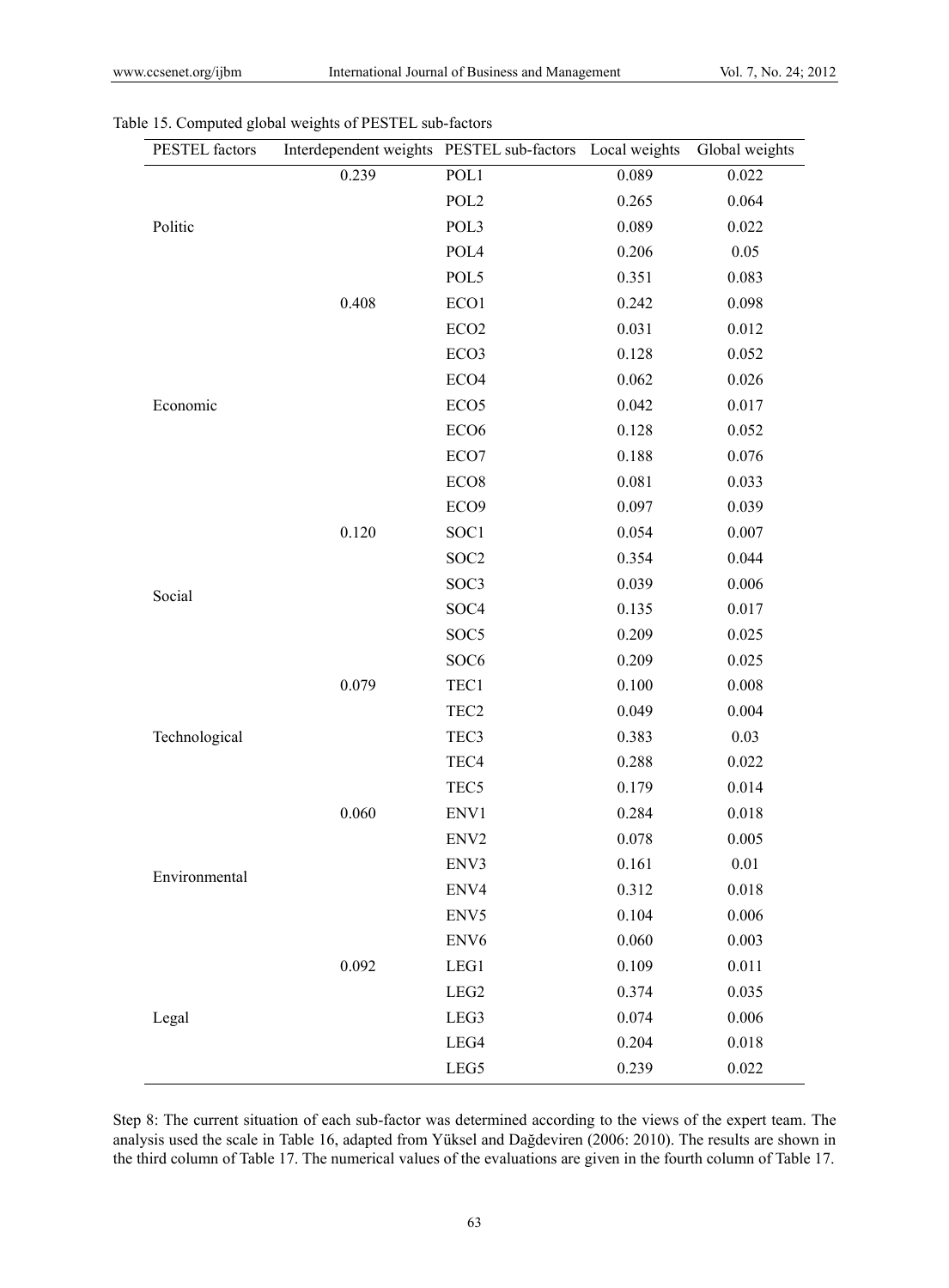Table 15. Computed global weights of PESTEL sub-factors

| PESTEL factors | Interdependent weights | PESTEL sub-factors | Local weights | Global weights |
|---|---|---|---|---|
| Politic | 0.239 | POL1 | 0.089 | 0.022 |
| | | POL2 | 0.265 | 0.064 |
| | | POL3 | 0.089 | 0.022 |
| | | POL4 | 0.206 | 0.05 |
| | | POL5 | 0.351 | 0.083 |
| Economic | 0.408 | ECO1 | 0.242 | 0.098 |
| | | ECO2 | 0.031 | 0.012 |
| | | ECO3 | 0.128 | 0.052 |
| | | ECO4 | 0.062 | 0.026 |
| | | ECO5 | 0.042 | 0.017 |
| | | ECO6 | 0.128 | 0.052 |
| | | ECO7 | 0.188 | 0.076 |
| | | ECO8 | 0.081 | 0.033 |
| | | ECO9 | 0.097 | 0.039 |
| Social | 0.120 | SOC1 | 0.054 | 0.007 |
| | | SOC2 | 0.354 | 0.044 |
| | | SOC3 | 0.039 | 0.006 |
| | | SOC4 | 0.135 | 0.017 |
| | | SOC5 | 0.209 | 0.025 |
| | | SOC6 | 0.209 | 0.025 |
| Technological | 0.079 | TEC1 | 0.100 | 0.008 |
| | | TEC2 | 0.049 | 0.004 |
| | | TEC3 | 0.383 | 0.03 |
| | | TEC4 | 0.288 | 0.022 |
| | | TEC5 | 0.179 | 0.014 |
| Environmental | 0.060 | ENV1 | 0.284 | 0.018 |
| | | ENV2 | 0.078 | 0.005 |
| | | ENV3 | 0.161 | 0.01 |
| | | ENV4 | 0.312 | 0.018 |
| | | ENV5 | 0.104 | 0.006 |
| | | ENV6 | 0.060 | 0.003 |
| Legal | 0.092 | LEG1 | 0.109 | 0.011 |
| | | LEG2 | 0.374 | 0.035 |
| | | LEG3 | 0.074 | 0.006 |
| | | LEG4 | 0.204 | 0.018 |
| | | LEG5 | 0.239 | 0.022 |

Step 8: The current situation of each sub-factor was determined according to the views of the expert team. The analysis used the scale in Table 16, adapted from Yüksel and Dağdeviren (2006: 2010). The results are shown in the third column of Table 17. The numerical values of the evaluations are given in the fourth column of Table 17.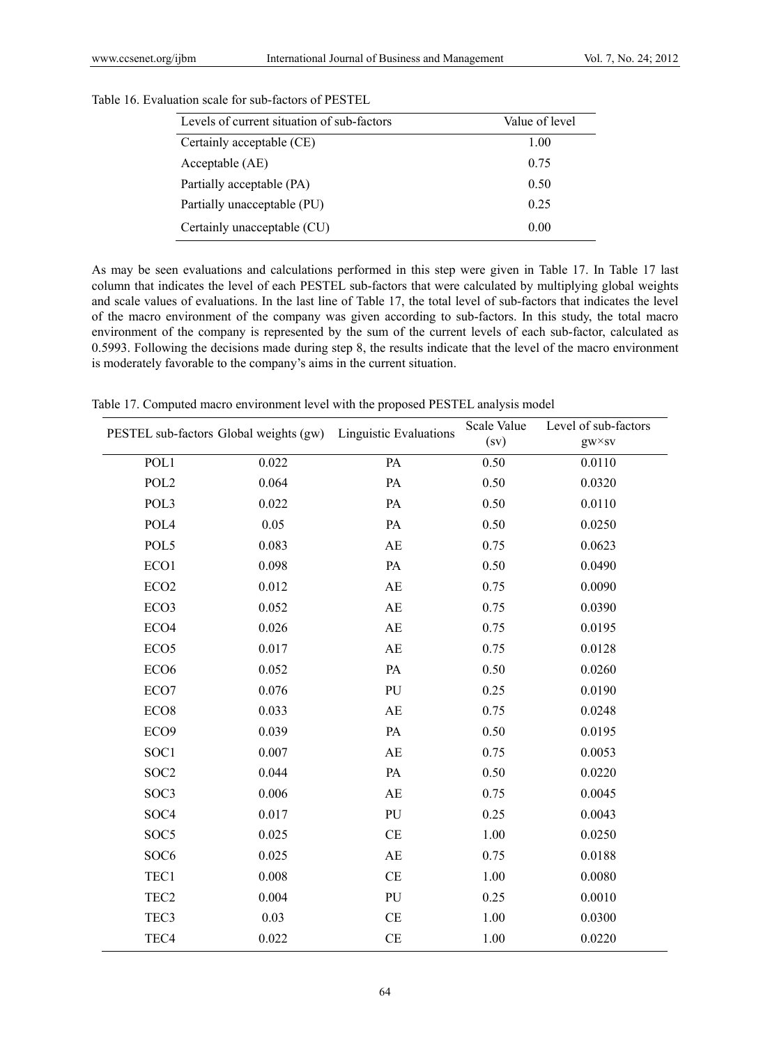Table 16. Evaluation scale for sub-factors of PESTEL

| Levels of current situation of sub-factors | Value of level |
|---|---|
| Certainly acceptable (CE) | 1.00 |
| Acceptable (AE) | 0.75 |
| Partially acceptable (PA) | 0.50 |
| Partially unacceptable (PU) | 0.25 |
| Certainly unacceptable (CU) | 0.00 |

As may be seen evaluations and calculations performed in this step were given in Table 17. In Table 17 last column that indicates the level of each PESTEL sub-factors that were calculated by multiplying global weights and scale values of evaluations. In the last line of Table 17, the total level of sub-factors that indicates the level of the macro environment of the company was given according to sub-factors. In this study, the total macro environment of the company is represented by the sum of the current levels of each sub-factor, calculated as 0.5993. Following the decisions made during step 8, the results indicate that the level of the macro environment is moderately favorable to the company's aims in the current situation.

Table 17. Computed macro environment level with the proposed PESTEL analysis model

| PESTEL sub-factors | Global weights (gw) | Linguistic Evaluations | Scale Value (sv) | Level of sub-factors gw×sv |
|---|---|---|---|---|
| POL1 | 0.022 | PA | 0.50 | 0.0110 |
| POL2 | 0.064 | PA | 0.50 | 0.0320 |
| POL3 | 0.022 | PA | 0.50 | 0.0110 |
| POL4 | 0.05 | PA | 0.50 | 0.0250 |
| POL5 | 0.083 | AE | 0.75 | 0.0623 |
| ECO1 | 0.098 | PA | 0.50 | 0.0490 |
| ECO2 | 0.012 | AE | 0.75 | 0.0090 |
| ECO3 | 0.052 | AE | 0.75 | 0.0390 |
| ECO4 | 0.026 | AE | 0.75 | 0.0195 |
| ECO5 | 0.017 | AE | 0.75 | 0.0128 |
| ECO6 | 0.052 | PA | 0.50 | 0.0260 |
| ECO7 | 0.076 | PU | 0.25 | 0.0190 |
| ECO8 | 0.033 | AE | 0.75 | 0.0248 |
| ECO9 | 0.039 | PA | 0.50 | 0.0195 |
| SOC1 | 0.007 | AE | 0.75 | 0.0053 |
| SOC2 | 0.044 | PA | 0.50 | 0.0220 |
| SOC3 | 0.006 | AE | 0.75 | 0.0045 |
| SOC4 | 0.017 | PU | 0.25 | 0.0043 |
| SOC5 | 0.025 | CE | 1.00 | 0.0250 |
| SOC6 | 0.025 | AE | 0.75 | 0.0188 |
| TEC1 | 0.008 | CE | 1.00 | 0.0080 |
| TEC2 | 0.004 | PU | 0.25 | 0.0010 |
| TEC3 | 0.03 | CE | 1.00 | 0.0300 |
| TEC4 | 0.022 | CE | 1.00 | 0.0220 |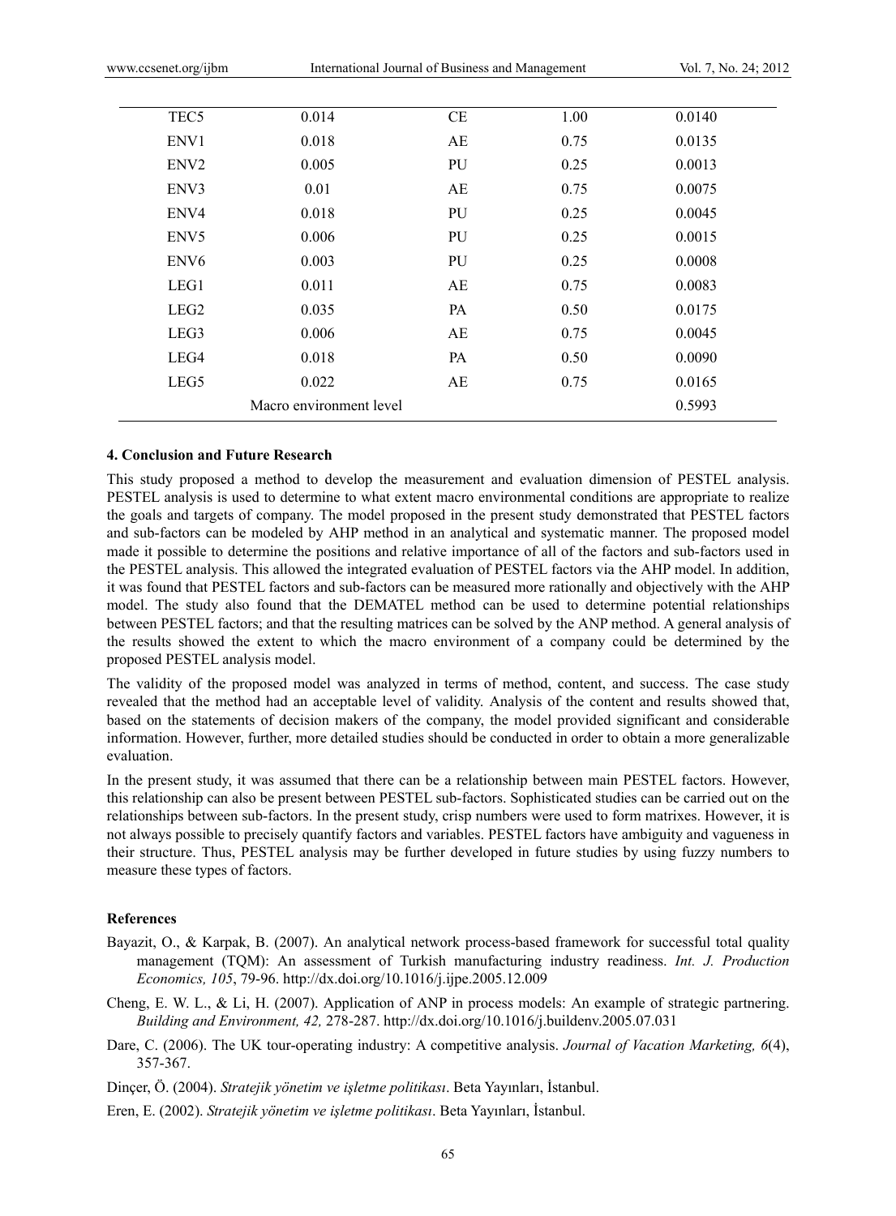| | | | | |
|---|---|---|---|---|
| TEC5 | 0.014 | CE | 1.00 | 0.0140 |
| ENV1 | 0.018 | AE | 0.75 | 0.0135 |
| ENV2 | 0.005 | PU | 0.25 | 0.0013 |
| ENV3 | 0.01 | AE | 0.75 | 0.0075 |
| ENV4 | 0.018 | PU | 0.25 | 0.0045 |
| ENV5 | 0.006 | PU | 0.25 | 0.0015 |
| ENV6 | 0.003 | PU | 0.25 | 0.0008 |
| LEG1 | 0.011 | AE | 0.75 | 0.0083 |
| LEG2 | 0.035 | PA | 0.50 | 0.0175 |
| LEG3 | 0.006 | AE | 0.75 | 0.0045 |
| LEG4 | 0.018 | PA | 0.50 | 0.0090 |
| LEG5 | 0.022 | AE | 0.75 | 0.0165 |
| | Macro environment level | | | 0.5993 |

## 4. Conclusion and Future Research

This study proposed a method to develop the measurement and evaluation dimension of PESTEL analysis. PESTEL analysis is used to determine to what extent macro environmental conditions are appropriate to realize the goals and targets of company. The model proposed in the present study demonstrated that PESTEL factors and sub-factors can be modeled by AHP method in an analytical and systematic manner. The proposed model made it possible to determine the positions and relative importance of all of the factors and sub-factors used in the PESTEL analysis. This allowed the integrated evaluation of PESTEL factors via the AHP model. In addition, it was found that PESTEL factors and sub-factors can be measured more rationally and objectively with the AHP model. The study also found that the DEMATEL method can be used to determine potential relationships between PESTEL factors; and that the resulting matrices can be solved by the ANP method. A general analysis of the results showed the extent to which the macro environment of a company could be determined by the proposed PESTEL analysis model.

The validity of the proposed model was analyzed in terms of method, content, and success. The case study revealed that the method had an acceptable level of validity. Analysis of the content and results showed that, based on the statements of decision makers of the company, the model provided significant and considerable information. However, further, more detailed studies should be conducted in order to obtain a more generalizable evaluation.

In the present study, it was assumed that there can be a relationship between main PESTEL factors. However, this relationship can also be present between PESTEL sub-factors. Sophisticated studies can be carried out on the relationships between sub-factors. In the present study, crisp numbers were used to form matrixes. However, it is not always possible to precisely quantify factors and variables. PESTEL factors have ambiguity and vagueness in their structure. Thus, PESTEL analysis may be further developed in future studies by using fuzzy numbers to measure these types of factors.

## References

Bayazit, O., & Karpak, B. (2007). An analytical network process-based framework for successful total quality management (TQM): An assessment of Turkish manufacturing industry readiness. *Int. J. Production Economics, 105*, 79-96. http://dx.doi.org/10.1016/j.ijpe.2005.12.009

Cheng, E. W. L., & Li, H. (2007). Application of ANP in process models: An example of strategic partnering. *Building and Environment, 42,* 278-287. http://dx.doi.org/10.1016/j.buildenv.2005.07.031

Dare, C. (2006). The UK tour-operating industry: A competitive analysis. *Journal of Vacation Marketing, 6*(4), 357-367.

Dinçer, Ö. (2004). *Stratejik yönetim ve işletme politikası*. Beta Yayınları, İstanbul.

Eren, E. (2002). *Stratejik yönetim ve işletme politikası*. Beta Yayınları, İstanbul.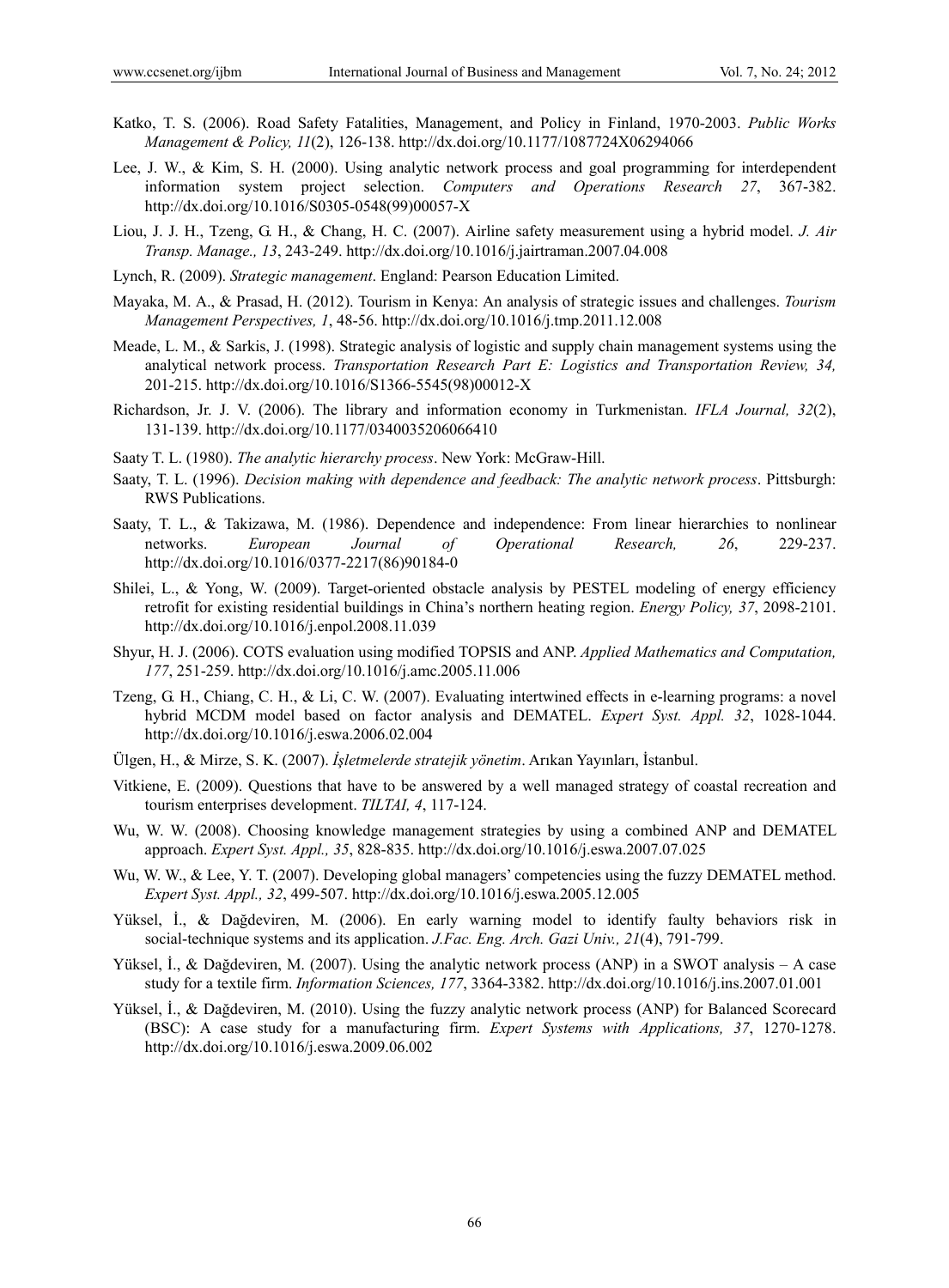Katko, T. S. (2006). Road Safety Fatalities, Management, and Policy in Finland, 1970-2003. *Public Works Management & Policy, 11*(2), 126-138. http://dx.doi.org/10.1177/1087724X06294066

Lee, J. W., & Kim, S. H. (2000). Using analytic network process and goal programming for interdependent information system project selection. *Computers and Operations Research 27*, 367-382. http://dx.doi.org/10.1016/S0305-0548(99)00057-X

Liou, J. J. H., Tzeng, G. H., & Chang, H. C. (2007). Airline safety measurement using a hybrid model. *J. Air Transp. Manage., 13*, 243-249. http://dx.doi.org/10.1016/j.jairtraman.2007.04.008

Lynch, R. (2009). *Strategic management*. England: Pearson Education Limited.

Mayaka, M. A., & Prasad, H. (2012). Tourism in Kenya: An analysis of strategic issues and challenges. *Tourism Management Perspectives, 1*, 48-56. http://dx.doi.org/10.1016/j.tmp.2011.12.008

Meade, L. M., & Sarkis, J. (1998). Strategic analysis of logistic and supply chain management systems using the analytical network process. *Transportation Research Part E: Logistics and Transportation Review, 34,* 201-215. http://dx.doi.org/10.1016/S1366-5545(98)00012-X

Richardson, Jr. J. V. (2006). The library and information economy in Turkmenistan. *IFLA Journal, 32*(2), 131-139. http://dx.doi.org/10.1177/0340035206066410

Saaty T. L. (1980). *The analytic hierarchy process*. New York: McGraw-Hill.

Saaty, T. L. (1996). *Decision making with dependence and feedback: The analytic network process*. Pittsburgh: RWS Publications.

Saaty, T. L., & Takizawa, M. (1986). Dependence and independence: From linear hierarchies to nonlinear networks. *European Journal of Operational Research, 26*, 229-237. http://dx.doi.org/10.1016/0377-2217(86)90184-0

Shilei, L., & Yong, W. (2009). Target-oriented obstacle analysis by PESTEL modeling of energy efficiency retrofit for existing residential buildings in China's northern heating region. *Energy Policy, 37*, 2098-2101. http://dx.doi.org/10.1016/j.enpol.2008.11.039

Shyur, H. J. (2006). COTS evaluation using modified TOPSIS and ANP. *Applied Mathematics and Computation, 177*, 251-259. http://dx.doi.org/10.1016/j.amc.2005.11.006

Tzeng, G. H., Chiang, C. H., & Li, C. W. (2007). Evaluating intertwined effects in e-learning programs: a novel hybrid MCDM model based on factor analysis and DEMATEL. *Expert Syst. Appl. 32*, 1028-1044. http://dx.doi.org/10.1016/j.eswa.2006.02.004

Ülgen, H., & Mirze, S. K. (2007). *İşletmelerde stratejik yönetim*. Arıkan Yayınları, İstanbul.

Vitkiene, E. (2009). Questions that have to be answered by a well managed strategy of coastal recreation and tourism enterprises development. *TILTAI, 4*, 117-124.

Wu, W. W. (2008). Choosing knowledge management strategies by using a combined ANP and DEMATEL approach. *Expert Syst. Appl., 35*, 828-835. http://dx.doi.org/10.1016/j.eswa.2007.07.025

Wu, W. W., & Lee, Y. T. (2007). Developing global managers' competencies using the fuzzy DEMATEL method. *Expert Syst. Appl., 32*, 499-507. http://dx.doi.org/10.1016/j.eswa.2005.12.005

Yüksel, İ., & Dağdeviren, M. (2006). En early warning model to identify faulty behaviors risk in social-technique systems and its application. *J.Fac. Eng. Arch. Gazi Univ., 21*(4), 791-799.

Yüksel, İ., & Dağdeviren, M. (2007). Using the analytic network process (ANP) in a SWOT analysis – A case study for a textile firm. *Information Sciences, 177*, 3364-3382. http://dx.doi.org/10.1016/j.ins.2007.01.001

Yüksel, İ., & Dağdeviren, M. (2010). Using the fuzzy analytic network process (ANP) for Balanced Scorecard (BSC): A case study for a manufacturing firm. *Expert Systems with Applications, 37*, 1270-1278. http://dx.doi.org/10.1016/j.eswa.2009.06.002